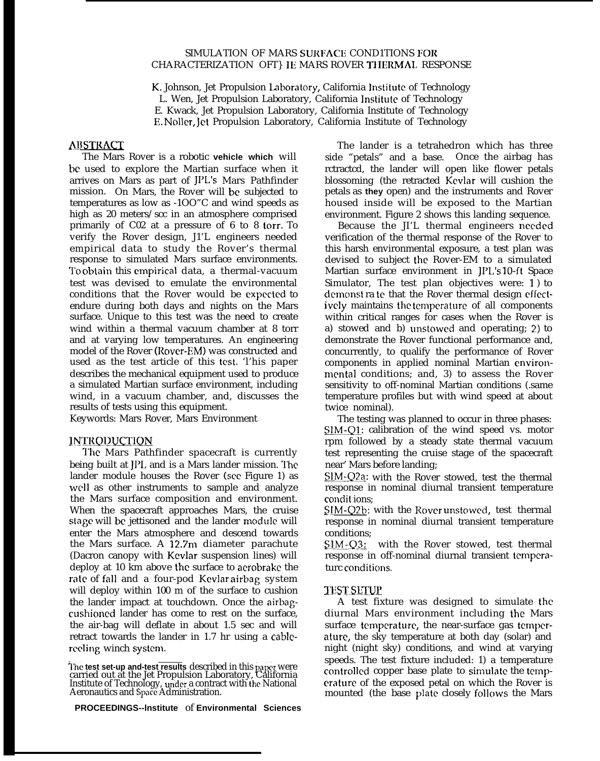# SIMULATION OF MARS SURFACE COND1TIONS FOR CHARACTERIZATION OFT} IE MARS ROVER THERMAL RESPONSE

K. Johnson, Jet Propulsion Laboratory, California Institute of Technology
L. Wen, Jet Propulsion Laboratory, California Institute of Technology
E. Kwack, Jet Propulsion Laboratory, California Institute of Technology
E. Noller, Jet Propulsion Laboratory, California Institute of Technology

## ABSTRACT

The Mars Rover is a robotic **vehicle which** will be used to explore the Martian surface when it arrives on Mars as part of JPL's Mars Pathfinder mission. On Mars, the Rover will be subjected to temperatures as low as -1OO"C and wind speeds as high as 20 meters/ scc in an atmosphere comprised primarily of C02 at a pressure of 6 to 8 torr. To verify the Rover design, J1'L engineers needed empirical data to study the Rover's thermal response to simulated Mars surface environments. To obtain this empirical data, a thermal-vacuum test was devised to emulate the environmental conditions that the Rover would be expected to endure during both days and nights on the Mars surface. Unique to this test was the need to create wind within a thermal vacuum chamber at 8 torr and at varying low temperatures. An engineering model of the Rover (Rover-EM) was constructed and used as the test article of this test. 'l'his paper describes the mechanical equipment used to produce a simulated Martian surface environment, including wind, in a vacuum chamber, and, discusses the results of tests using this equipment.

Keywords: Mars Rover, Mars Environment

## INTRODUCTION

The Mars Pathfinder spacecraft is currently being built at JPL and is a Mars lander mission. The lander module houses the Rover (see Figure 1) as well as other instruments to sample and analyze the Mars surface composition and environment. When the spacecraft approaches Mars, the cruise stage will be jettisoned and the lander module will enter the Mars atmosphere and descend towards the Mars surface. A 12.7m diameter parachute (Dacron canopy with Kevlar suspension lines) will deploy at 10 km above the surface to aerobrake the rate of fall and a four-pod Kevlar airbag system will deploy within 100 m of the surface to cushion the lander impact at touchdown. Once the airbag-cushioned lander has come to rest on the surface, the air-bag will deflate in about 1.5 sec and will retract towards the lander in 1.7 hr using a cable-reeling winch system.

The lander is a tetrahedron which has three side "petals" and a base. Once the airbag has retracted, the lander will open like flower petals blossoming (the retracted Kevlar will cushion the petals as **they** open) and the instruments and Rover housed inside will be exposed to the Martian environment. Figure 2 shows this landing sequence.

Because the JI'L thermal engineers needed verification of the thermal response of the Rover to this harsh environmental exposure, a test plan was devised to subject the Rover-EM to a simulated Martian surface environment in JPL's 10-ft Space Simulator, The test plan objectives were: 1) to demonst ra te that the Rover thermal design effectively maintains the temperature of all components within critical ranges for cases when the Rover is a) stowed and b) unstowed and operating; 2) to demonstrate the Rover functional performance and, concurrently, to qualify the performance of Rover components in applied nominal Martian environmental conditions; and, 3) to assess the Rover sensitivity to off-nominal Martian conditions (.same temperature profiles but with wind speed at about twice nominal).

The testing was planned to occur in three phases:

SIM-Q1: calibration of the wind speed vs. motor rpm followed by a steady state thermal vacuum test representing the cruise stage of the spacecraft near' Mars before landing;

SIM-Q2a: with the Rover stowed, test the thermal response in nominal diurnal transient temperature condit ions;

SIM-Q2b: with the Rover unstowed, test thermal response in nominal diurnal transient temperature conditions;

SIM-Q3: with the Rover stowed, test thermal response in off-nominal diurnal transient temperature conditions.

## TEST SETUP

A test fixture was designed to simulate the diurnal Mars environment including the Mars surface temperature, the near-surface gas temperature, the sky temperature at both day (solar) and night (night sky) conditions, and wind at varying speeds. The test fixture included: 1) a temperature controlled copper base plate to simulate the temperature of the exposed petal on which the Rover is mounted (the base plate closely follows the Mars

The **test set-up and-test results** described in this paper were carried out at the Jet Propulsion Laboratory, California Institute of Technology, under a contract with the National Aeronautics and Space Administration.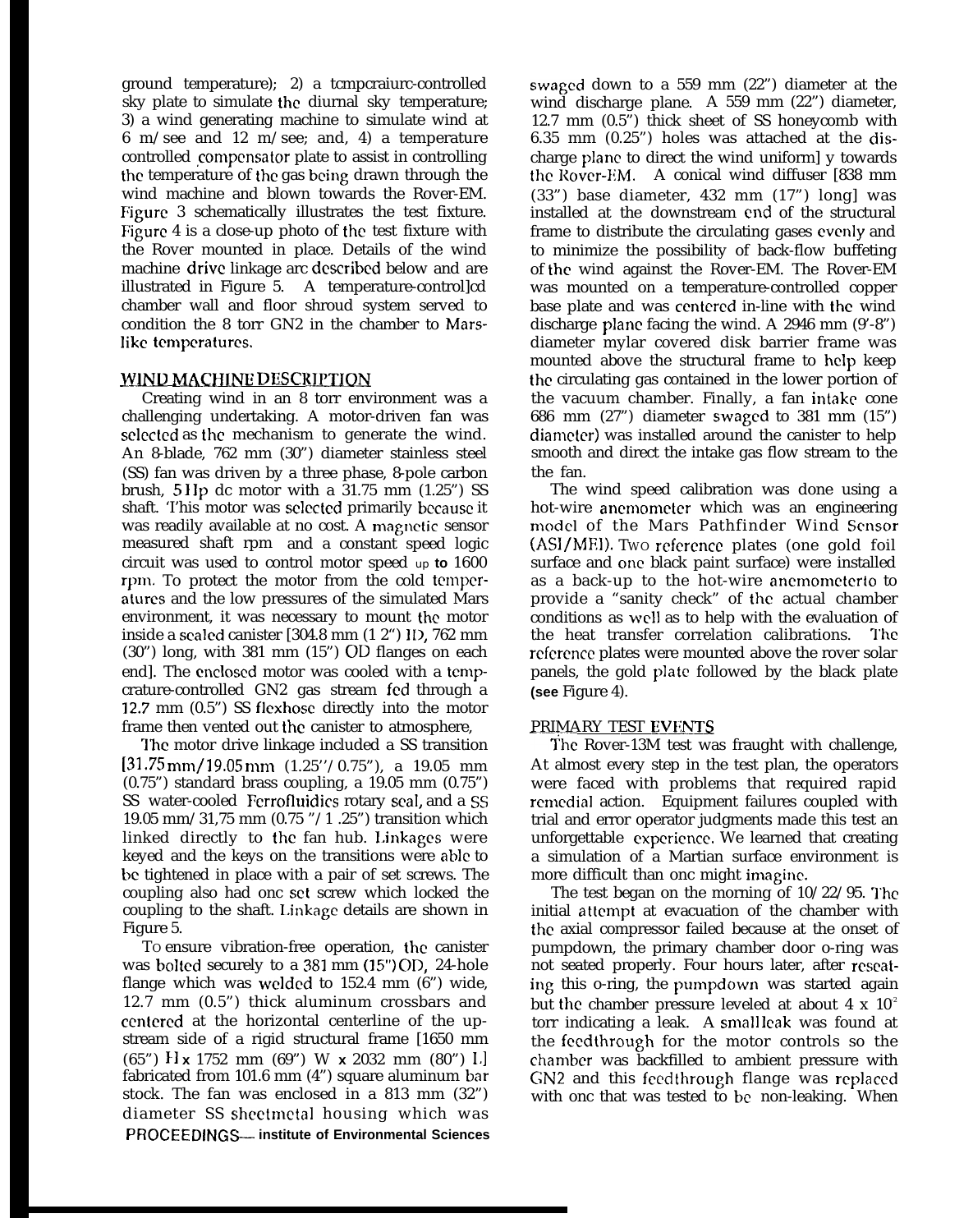ground temperature); 2) a temperature-controlled sky plate to simulate the diurnal sky temperature; 3) a wind generating machine to simulate wind at 6 m/sec and 12 m/sec; and, 4) a temperature controlled compensator plate to assist in controlling the temperature of the gas being drawn through the wind machine and blown towards the Rover-EM. Figure 3 schematically illustrates the test fixture. Figure 4 is a close-up photo of the test fixture with the Rover mounted in place. Details of the wind machine drive linkage are described below and are illustrated in Figure 5. A temperature-controlled chamber wall and floor shroud system served to condition the 8 torr GN2 in the chamber to Mars-like temperatures.

## WIND MACHINE DESCRIPTION

Creating wind in an 8 torr environment was a challenging undertaking. A motor-driven fan was selected as the mechanism to generate the wind. An 8-blade, 762 mm (30") diameter stainless steel (SS) fan was driven by a three phase, 8-pole carbon brush, 5 Hp dc motor with a 31.75 mm (1.25") SS shaft. This motor was selected primarily because it was readily available at no cost. A magnetic sensor measured shaft rpm and a constant speed logic circuit was used to control motor speed up to 1600 rpm. To protect the motor from the cold temperatures and the low pressures of the simulated Mars environment, it was necessary to mount the motor inside a sealed canister [304.8 mm (12") ID, 762 mm (30") long, with 381 mm (15") OD flanges on each end]. The enclosed motor was cooled with a temperature-controlled GN2 gas stream fed through a 12.7 mm (0.5") SS flexhose directly into the motor frame then vented out the canister to atmosphere,

The motor drive linkage included a SS transition [31.75 mm/19.05 mm (1.25"/0.75"), a 19.05 mm (0.75") standard brass coupling, a 19.05 mm (0.75") SS water-cooled Ferrofluidics rotary seal, and a SS 19.05 mm/31,75 mm (0.75"/1.25") transition which linked directly to the fan hub. Linkages were keyed and the keys on the transitions were able to be tightened in place with a pair of set screws. The coupling also had one set screw which locked the coupling to the shaft. Linkage details are shown in Figure 5.

To ensure vibration-free operation, the canister was bolted securely to a 381 mm (15") OD, 24-hole flange which was welded to 152.4 mm (6") wide, 12.7 mm (0.5") thick aluminum crossbars and centered at the horizontal centerline of the upstream side of a rigid structural frame [1650 mm (65") H x 1752 mm (69") W x 2032 mm (80") L] fabricated from 101.6 mm (4") square aluminum bar stock. The fan was enclosed in a 813 mm (32") diameter SS sheetmetal housing which was swaged down to a 559 mm (22") diameter at the wind discharge plane. A 559 mm (22") diameter, 12.7 mm (0.5") thick sheet of SS honeycomb with 6.35 mm (0.25") holes was attached at the discharge plane to direct the wind uniformly towards the Rover-EM. A conical wind diffuser [838 mm (33") base diameter, 432 mm (17") long] was installed at the downstream end of the structural frame to distribute the circulating gases evenly and to minimize the possibility of back-flow buffeting of the wind against the Rover-EM. The Rover-EM was mounted on a temperature-controlled copper base plate and was centered in-line with the wind discharge plane facing the wind. A 2946 mm (9'-8") diameter mylar covered disk barrier frame was mounted above the structural frame to help keep the circulating gas contained in the lower portion of the vacuum chamber. Finally, a fan intake cone 686 mm (27") diameter swaged to 381 mm (15") diameter) was installed around the canister to help smooth and direct the intake gas flow stream to the the fan.

The wind speed calibration was done using a hot-wire anemometer which was an engineering model of the Mars Pathfinder Wind Sensor (ASI/MET). Two reference plates (one gold foil surface and one black paint surface) were installed as a back-up to the hot-wire anemometer to provide a "sanity check" of the actual chamber conditions as well as to help with the evaluation of the heat transfer correlation calibrations. The reference plates were mounted above the rover solar panels, the gold plate followed by the black plate (see Figure 4).

## PRIMARY TEST EVENTS

The Rover-EM test was fraught with challenge, At almost every step in the test plan, the operators were faced with problems that required rapid remedial action. Equipment failures coupled with trial and error operator judgments made this test an unforgettable experience. We learned that creating a simulation of a Martian surface environment is more difficult than one might imagine.

The test began on the morning of 10/22/95. The initial attempt at evacuation of the chamber with the axial compressor failed because at the onset of pumpdown, the primary chamber door o-ring was not seated properly. Four hours later, after reseating this o-ring, the pumpdown was started again but the chamber pressure leveled at about 4 x $10^{-2}$ torr indicating a leak. A small leak was found at the feedthrough for the motor controls so the chamber was backfilled to ambient pressure with GN2 and this feedthrough flange was replaced with one that was tested to be non-leaking. When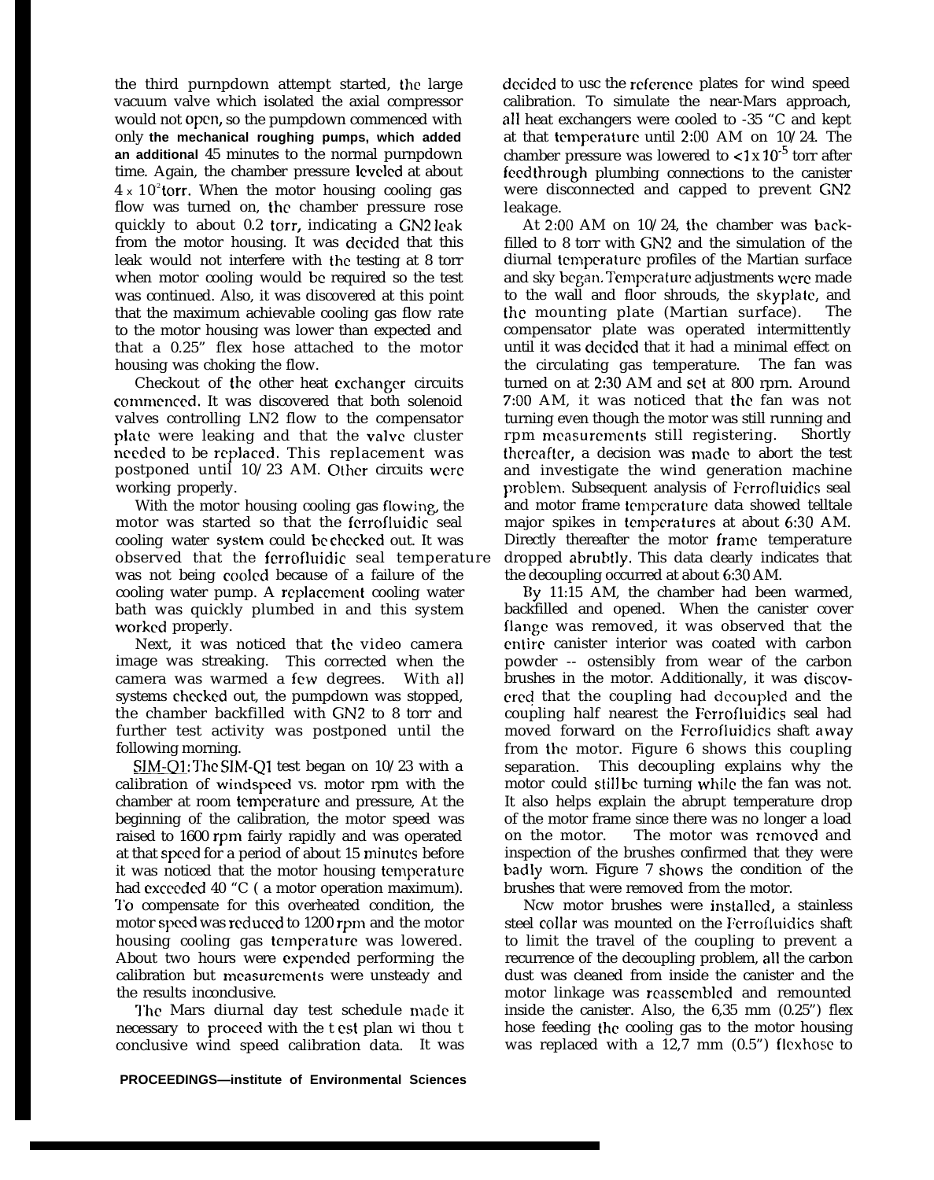the third pumpdown attempt started, the large vacuum valve which isolated the axial compressor would not open, so the pumpdown commenced with only the mechanical roughing pumps, which added an additional 45 minutes to the normal pumpdown time. Again, the chamber pressure leveled at about $4 \times 10^{-2}$ torr. When the motor housing cooling gas flow was turned on, the chamber pressure rose quickly to about 0.2 torr, indicating a GN2 leak from the motor housing. It was decided that this leak would not interfere with the testing at 8 torr when motor cooling would be required so the test was continued. Also, it was discovered at this point that the maximum achievable cooling gas flow rate to the motor housing was lower than expected and that a 0.25" flex hose attached to the motor housing was choking the flow.

Checkout of the other heat exchanger circuits commenced. It was discovered that both solenoid valves controlling LN2 flow to the compensator plate were leaking and that the valve cluster needed to be replaced. This replacement was postponed until 10/23 AM. Other circuits were working properly.

With the motor housing cooling gas flowing, the motor was started so that the ferrofluidic seal cooling water system could be checked out. It was observed that the ferrofluidic seal temperature was not being cooled because of a failure of the cooling water pump. A replacement cooling water bath was quickly plumbed in and this system worked properly.

Next, it was noticed that the video camera image was streaking. This corrected when the camera was warmed a few degrees. With all systems checked out, the pumpdown was stopped, the chamber backfilled with GN2 to 8 torr and further test activity was postponed until the following morning.

SIM-Q1: The SIM-Q1 test began on 10/23 with a calibration of windspeed vs. motor rpm with the chamber at room temperature and pressure, At the beginning of the calibration, the motor speed was raised to 1600 rpm fairly rapidly and was operated at that speed for a period of about 15 minutes before it was noticed that the motor housing temperature had exceeded 40 °C ( a motor operation maximum). To compensate for this overheated condition, the motor speed was reduced to 1200 rpm and the motor housing cooling gas temperature was lowered. About two hours were expended performing the calibration but measurements were unsteady and the results inconclusive.

The Mars diurnal day test schedule made it necessary to proceed with the test plan without conclusive wind speed calibration data. It was decided to use the reference plates for wind speed calibration. To simulate the near-Mars approach, all heat exchangers were cooled to -35 °C and kept at that temperature until 2:00 AM on 10/24. The chamber pressure was lowered to $<1 \times 10^{-5}$ torr after feedthrough plumbing connections to the canister were disconnected and capped to prevent GN2 leakage.

At 2:00 AM on 10/24, the chamber was backfilled to 8 torr with GN2 and the simulation of the diurnal temperature profiles of the Martian surface and sky began. Temperature adjustments were made to the wall and floor shrouds, the skyplate, and the mounting plate (Martian surface). The compensator plate was operated intermittently until it was decided that it had a minimal effect on the circulating gas temperature. The fan was turned on at 2:30 AM and set at 800 rpm. Around 7:00 AM, it was noticed that the fan was not turning even though the motor was still running and rpm measurements still registering. Shortly thereafter, a decision was made to abort the test and investigate the wind generation machine problem. Subsequent analysis of Ferrofluidics seal and motor frame temperature data showed telltale major spikes in temperatures at about 6:30 AM. Directly thereafter the motor frame temperature dropped abrubtly. This data clearly indicates that the decoupling occurred at about 6:30 AM.

By 11:15 AM, the chamber had been warmed, backfilled and opened. When the canister cover flange was removed, it was observed that the entire canister interior was coated with carbon powder -- ostensibly from wear of the carbon brushes in the motor. Additionally, it was discovered that the coupling had decoupled and the coupling half nearest the Ferrofluidics seal had moved forward on the Ferrofluidics shaft away from the motor. Figure 6 shows this coupling separation. This decoupling explains why the motor could still be turning while the fan was not. It also helps explain the abrupt temperature drop of the motor frame since there was no longer a load on the motor. The motor was removed and inspection of the brushes confirmed that they were badly worn. Figure 7 shows the condition of the brushes that were removed from the motor.

New motor brushes were installed, a stainless steel collar was mounted on the Ferrofluidics shaft to limit the travel of the coupling to prevent a recurrence of the decoupling problem, all the carbon dust was cleaned from inside the canister and the motor linkage was reassembled and remounted inside the canister. Also, the 6,35 mm (0.25") flex hose feeding the cooling gas to the motor housing was replaced with a 12,7 mm (0.5") flexhose to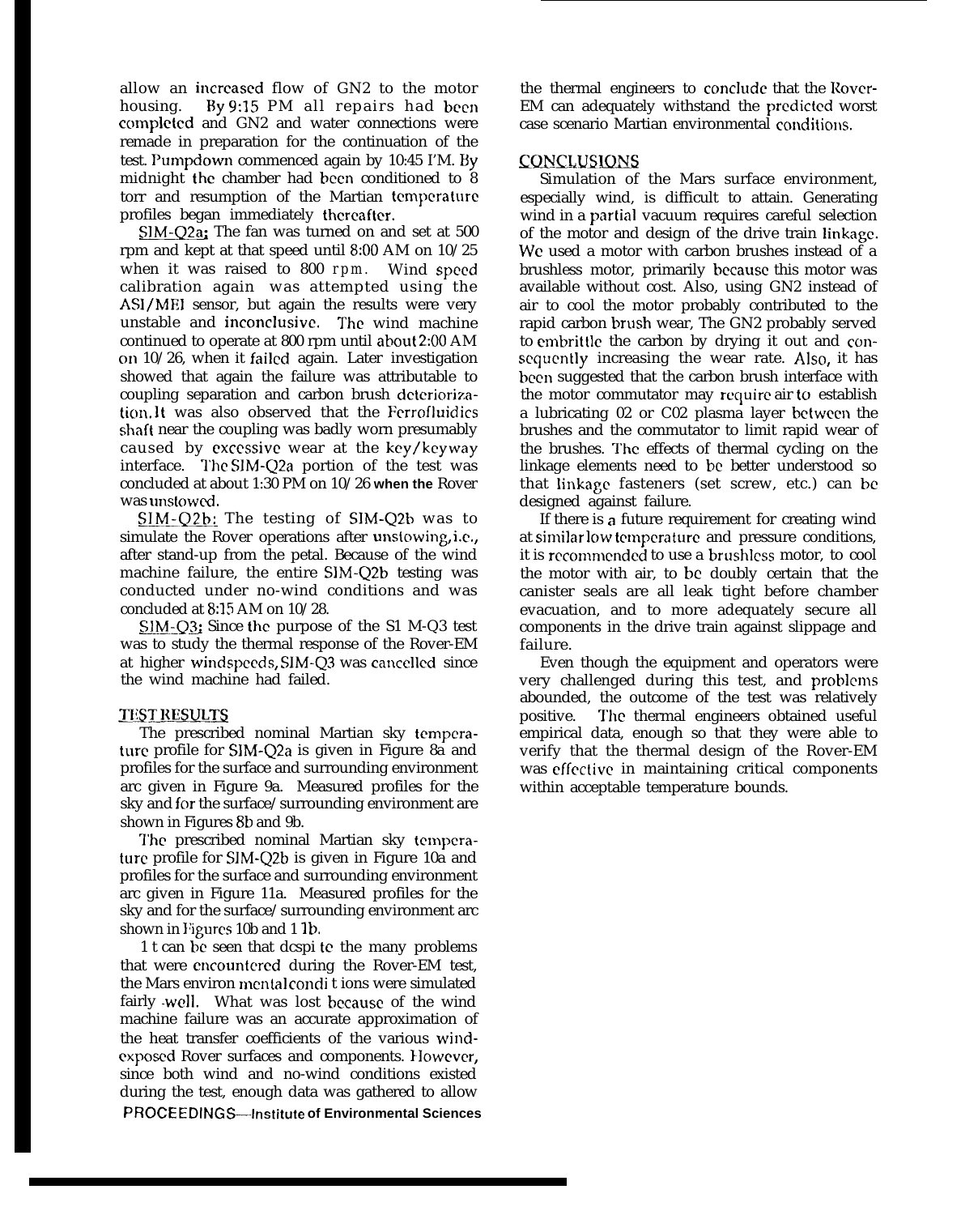allow an increased flow of $GN_2$ to the motor housing. By 9:15 PM all repairs had been completed and $GN_2$ and water connections were remade in preparation for the continuation of the test. Pumpdown commenced again by 10:45 PM. By midnight the chamber had been conditioned to 8 torr and resumption of the Martian temperature profiles began immediately thereafter.

SIM-Q2a: The fan was turned on and set at 500 rpm and kept at that speed until 8:00 AM on 10/25 when it was raised to 800 rpm. Wind speed calibration again was attempted using the ASI/MEI sensor, but again the results were very unstable and inconclusive. The wind machine continued to operate at 800 rpm until about 2:00 AM on 10/26, when it failed again. Later investigation showed that again the failure was attributable to coupling separation and carbon brush deteriorization. It was also observed that the Ferrofluidics shaft near the coupling was badly worn presumably caused by excessive wear at the key/keyway interface. The SIM-Q2a portion of the test was concluded at about 1:30 PM on 10/26 when the Rover was unstowed.

SIM-Q2b: The testing of SIM-Q2b was to simulate the Rover operations after unstowing, i.e., after stand-up from the petal. Because of the wind machine failure, the entire SIM-Q2b testing was conducted under no-wind conditions and was concluded at 8:15 AM on 10/28.

SIM-Q3: Since the purpose of the SIM-Q3 test was to study the thermal response of the Rover-EM at higher windspeeds, SIM-Q3 was cancelled since the wind machine had failed.

## TEST RESULTS

The prescribed nominal Martian sky temperature profile for SIM-Q2a is given in Figure 8a and profiles for the surface and surrounding environment are given in Figure 9a. Measured profiles for the sky and for the surface/surrounding environment are shown in Figures 8b and 9b.

The prescribed nominal Martian sky temperature profile for SIM-Q2b is given in Figure 10a and profiles for the surface and surrounding environment are given in Figure 11a. Measured profiles for the sky and for the surface/surrounding environment are shown in Figures 10b and 11b.

It can be seen that despite the many problems that were encountered during the Rover-EM test, the Mars environmental conditions were simulated fairly well. What was lost because of the wind machine failure was an accurate approximation of the heat transfer coefficients of the various wind-exposed Rover surfaces and components. However, since both wind and no-wind conditions existed during the test, enough data was gathered to allow the thermal engineers to conclude that the Rover-EM can adequately withstand the predicted worst case scenario Martian environmental conditions.

## CONCLUSIONS

Simulation of the Mars surface environment, especially wind, is difficult to attain. Generating wind in a partial vacuum requires careful selection of the motor and design of the drive train linkage. We used a motor with carbon brushes instead of a brushless motor, primarily because this motor was available without cost. Also, using $GN_2$ instead of air to cool the motor probably contributed to the rapid carbon brush wear, The $GN_2$ probably served to embrittle the carbon by drying it out and consequently increasing the wear rate. Also, it has been suggested that the carbon brush interface with the motor commutator may require air to establish a lubricating $O_2$ or $CO_2$ plasma layer between the brushes and the commutator to limit rapid wear of the brushes. The effects of thermal cycling on the linkage elements need to be better understood so that linkage fasteners (set screw, etc.) can be designed against failure.

If there is a future requirement for creating wind at similar low temperature and pressure conditions, it is recommended to use a brushless motor, to cool the motor with air, to be doubly certain that the canister seals are all leak tight before chamber evacuation, and to more adequately secure all components in the drive train against slippage and failure.

Even though the equipment and operators were very challenged during this test, and problems abounded, the outcome of the test was relatively positive. The thermal engineers obtained useful empirical data, enough so that they were able to verify that the thermal design of the Rover-EM was effective in maintaining critical components within acceptable temperature bounds.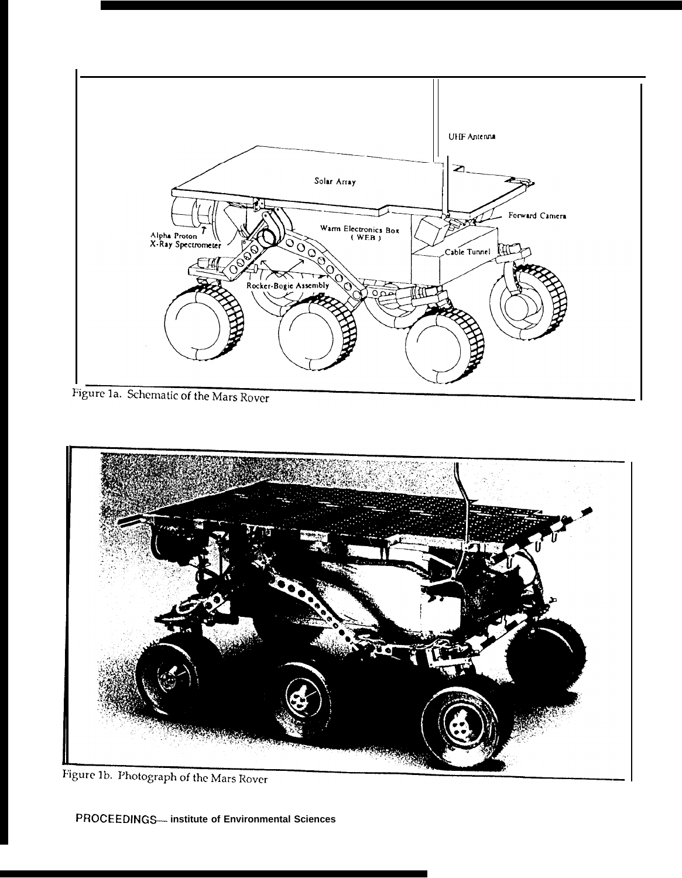Figure 1a. Schematic of the Mars Rover

Figure 1b. Photograph of the Mars Rover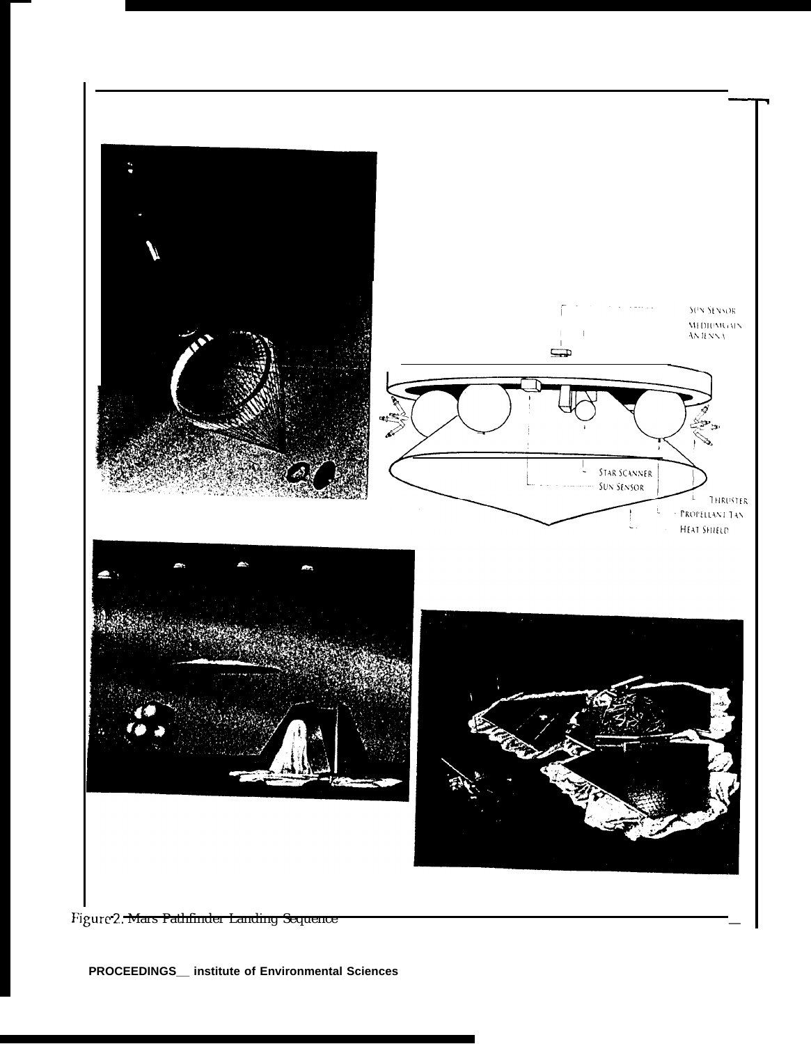SUN SENSOR

MEDIUM GAIN ANTENNA

STAR SCANNER

SUN SENSOR

THRUSTER

PROPELLANT TAN

HEAT SHIELD

Figure 2. Mars Pathfinder Landing Sequence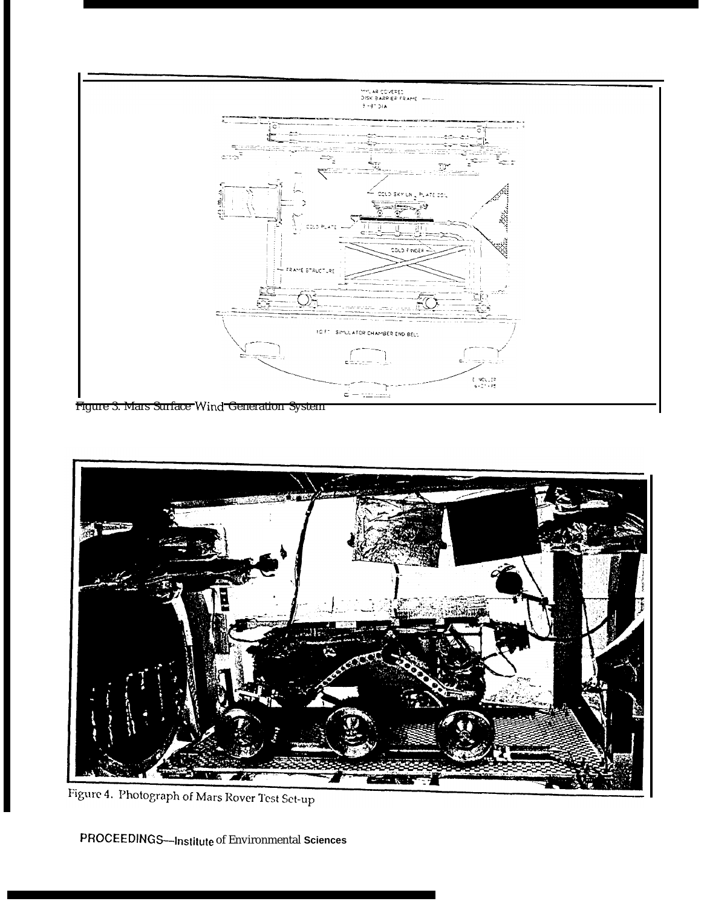Figure 3. Mars Surface Wind Generation System

Figure 4. Photograph of Mars Rover Test Set-up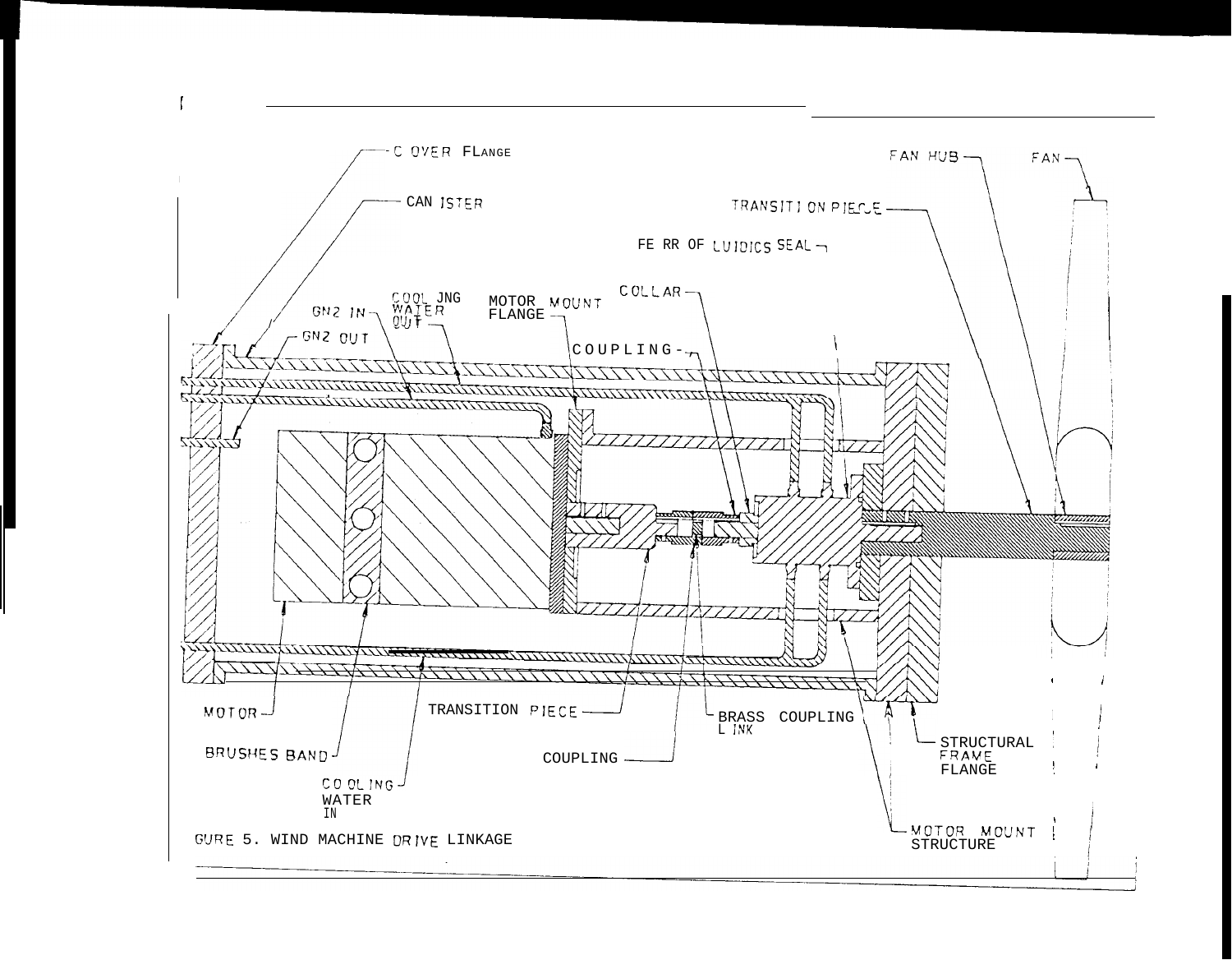FIGURE 5. WIND MACHINE DRIVE LINKAGE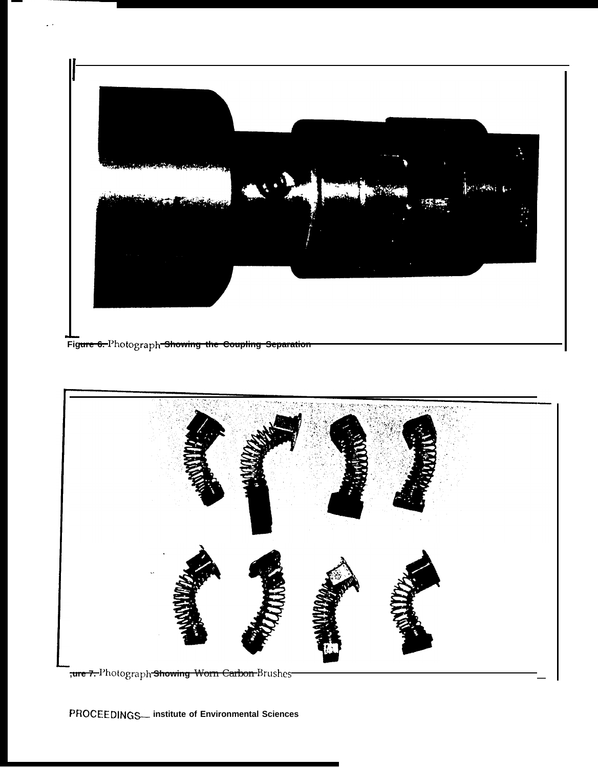Figure 6. Photograph Showing the Coupling Separation

Figure 7. Photograph Showing Worn Carbon Brushes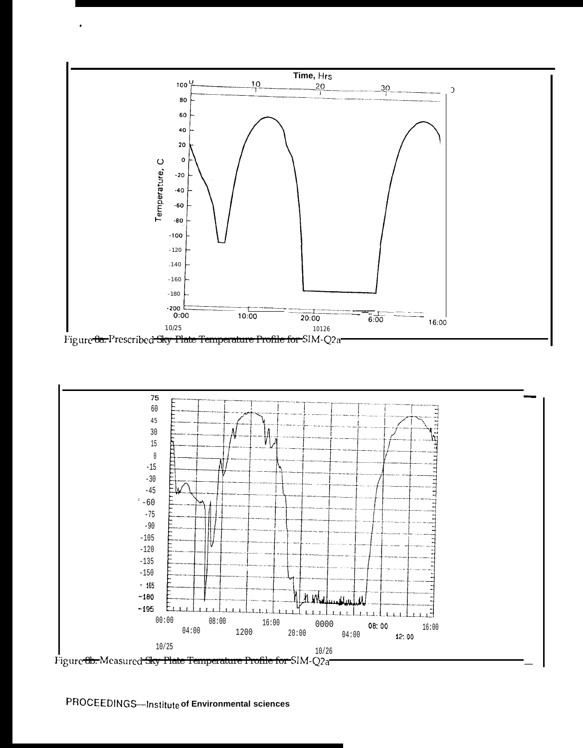Figure 8a. Prescribed Sky Plate Temperature Profile for SIM-Q2a

Figure 8b. Measured Sky Plate Temperature Profile for SIM-Q2a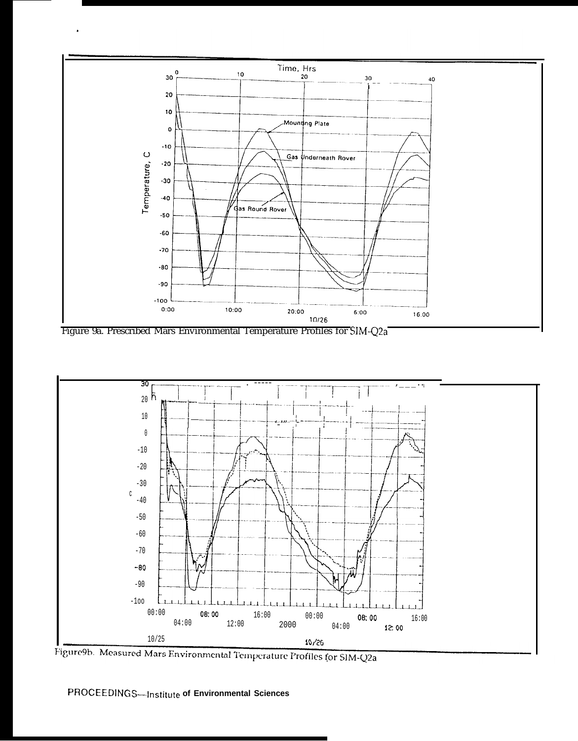Figure 9a. Prescribed Mars Environmental Temperature Profiles for SIM-Q2a

Figure9b. Measured Mars Environmental Temperature Profiles for SIM-Q2a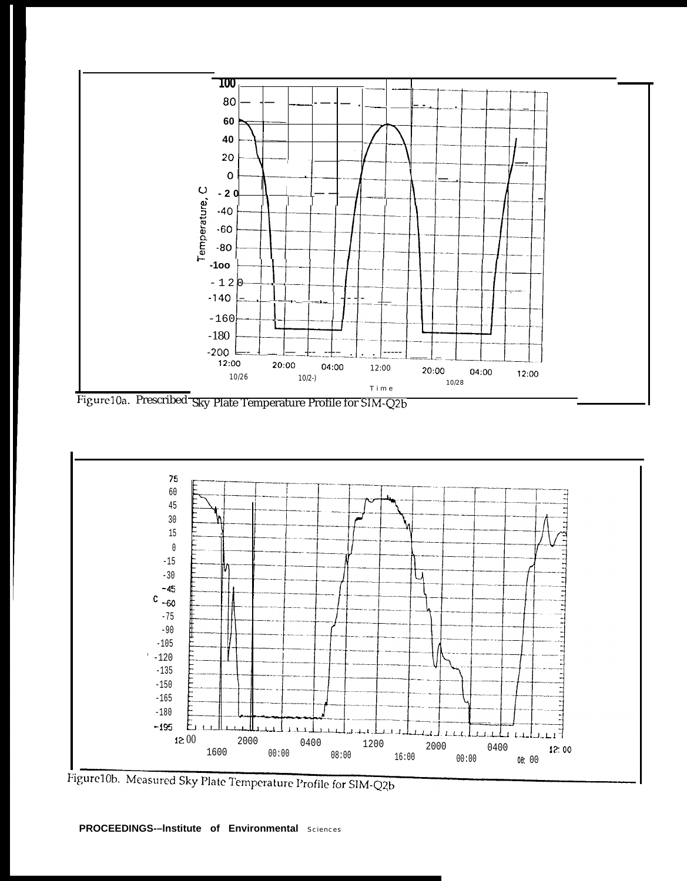Figure 10a. Prescribed Sky Plate Temperature Profile for SIM-Q2b

Figure 10b. Measured Sky Plate Temperature Profile for SIM-Q2b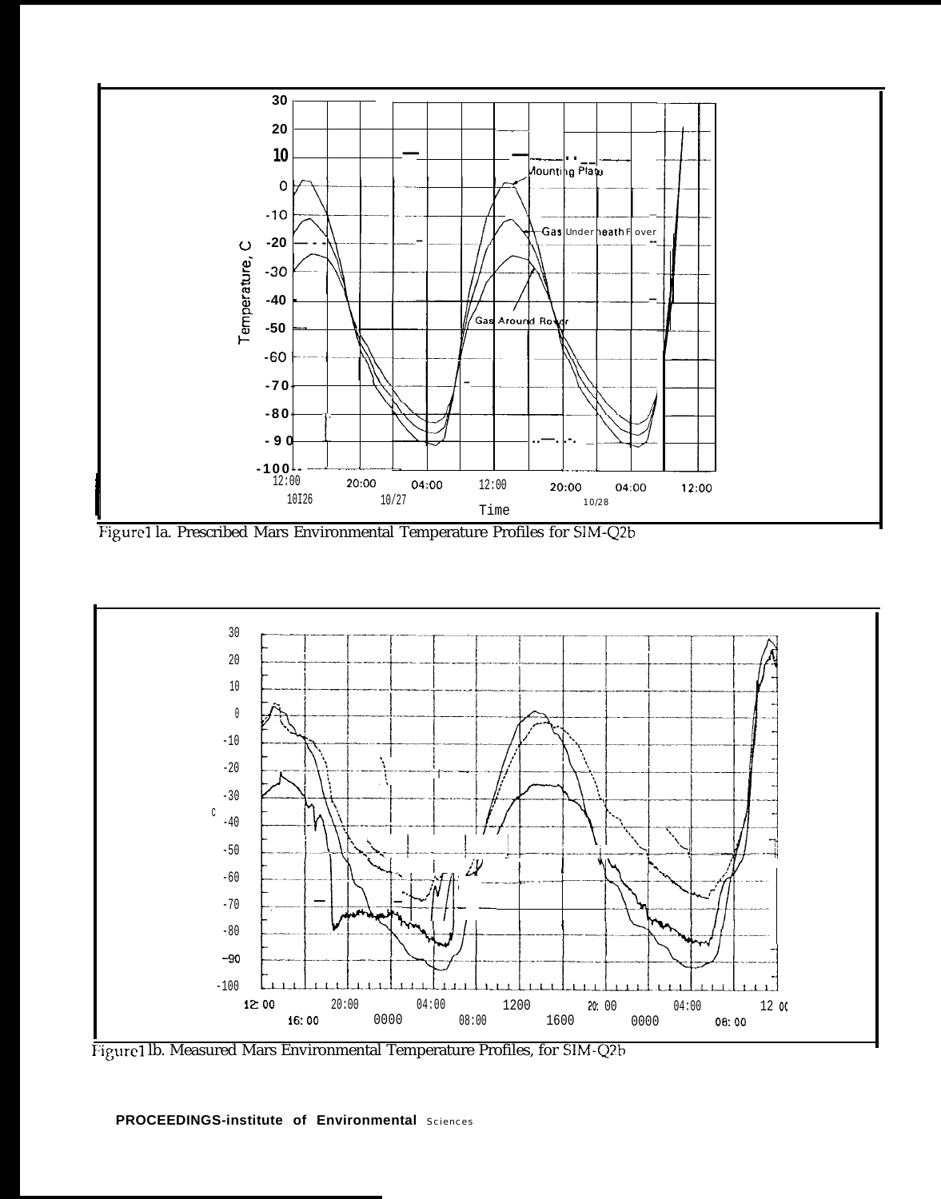30
20
10
0
-10
-20
-30
-40
-50
-60
-70
-80
-90
-100
Temperature, C
Mounting Plate
Gas Underneath Rover
Gas Around Rover
12:00
10/26
20:00
10/27
04:00
12:00
20:00
10/28
04:00
12:00
Time

Figure 11a. Prescribed Mars Environmental Temperature Profiles for SIM-Q2b

30
20
10
0
-10
-20
-30
C
-40
-50
-60
-70
-80
-90
-100
12:00
16:00
20:00
0000
04:00
08:00
1200
1600
20:00
0000
04:00
08:00
12:00

Figure 11b. Measured Mars Environmental Temperature Profiles, for SIM-Q2b

**PROCEEDINGS-institute of Environmental** Sciences